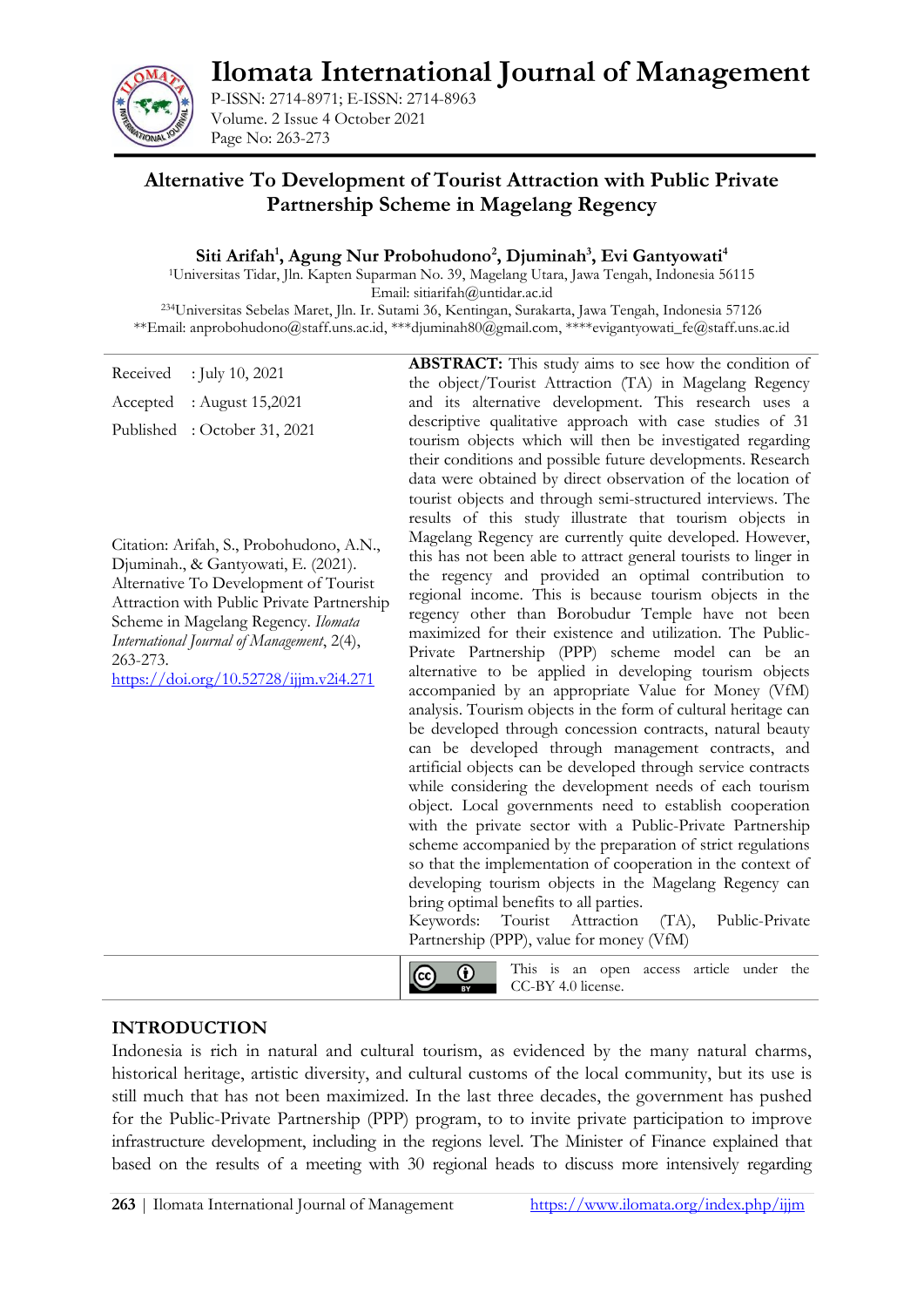# Alternative To Development of Tourist Attraction with Public Private Partnership Scheme in Magelang Regency

**Siti Arifah[1], Agung Nur Probohudono[2], Djuminah[3], Evi Gantyowati[4]**

[1]Universitas Tidar, Jln. Kapten Suparman No. 39, Magelang Utara, Jawa Tengah, Indonesia 56115
Email: sitiarifah@untidar.ac.id
[234]Universitas Sebelas Maret, Jln. Ir. Sutami 36, Kentingan, Surakarta, Jawa Tengah, Indonesia 57126
**Email: anprobohudono@staff.uns.ac.id, ***djuminah80@gmail.com, ****evigantyowati_fe@staff.uns.ac.id

Received : July 10, 2021
Accepted : August 15,2021
Published : October 31, 2021

Citation: Arifah, S., Probohudono, A.N., Djuminah., & Gantyowati, E. (2021). Alternative To Development of Tourist Attraction with Public Private Partnership Scheme in Magelang Regency. *Ilomata International Journal of Management*, 2(4), 263-273.
https://doi.org/10.52728/ijjm.v2i4.271

**ABSTRACT:** This study aims to see how the condition of the object/Tourist Attraction (TA) in Magelang Regency and its alternative development. This research uses a descriptive qualitative approach with case studies of 31 tourism objects which will then be investigated regarding their conditions and possible future developments. Research data were obtained by direct observation of the location of tourist objects and through semi-structured interviews. The results of this study illustrate that tourism objects in Magelang Regency are currently quite developed. However, this has not been able to attract general tourists to linger in the regency and provided an optimal contribution to regional income. This is because tourism objects in the regency other than Borobudur Temple have not been maximized for their existence and utilization. The Public-Private Partnership (PPP) scheme model can be an alternative to be applied in developing tourism objects accompanied by an appropriate Value for Money (VfM) analysis. Tourism objects in the form of cultural heritage can be developed through concession contracts, natural beauty can be developed through management contracts, and artificial objects can be developed through service contracts while considering the development needs of each tourism object. Local governments need to establish cooperation with the private sector with a Public-Private Partnership scheme accompanied by the preparation of strict regulations so that the implementation of cooperation in the context of developing tourism objects in the Magelang Regency can bring optimal benefits to all parties.

Keywords: Tourist Attraction (TA), Public-Private Partnership (PPP), value for money (VfM)

This is an open access article under the CC-BY 4.0 license.

## INTRODUCTION

Indonesia is rich in natural and cultural tourism, as evidenced by the many natural charms, historical heritage, artistic diversity, and cultural customs of the local community, but its use is still much that has not been maximized. In the last three decades, the government has pushed for the Public-Private Partnership (PPP) program, to to invite private participation to improve infrastructure development, including in the regions level. The Minister of Finance explained that based on the results of a meeting with 30 regional heads to discuss more intensively regarding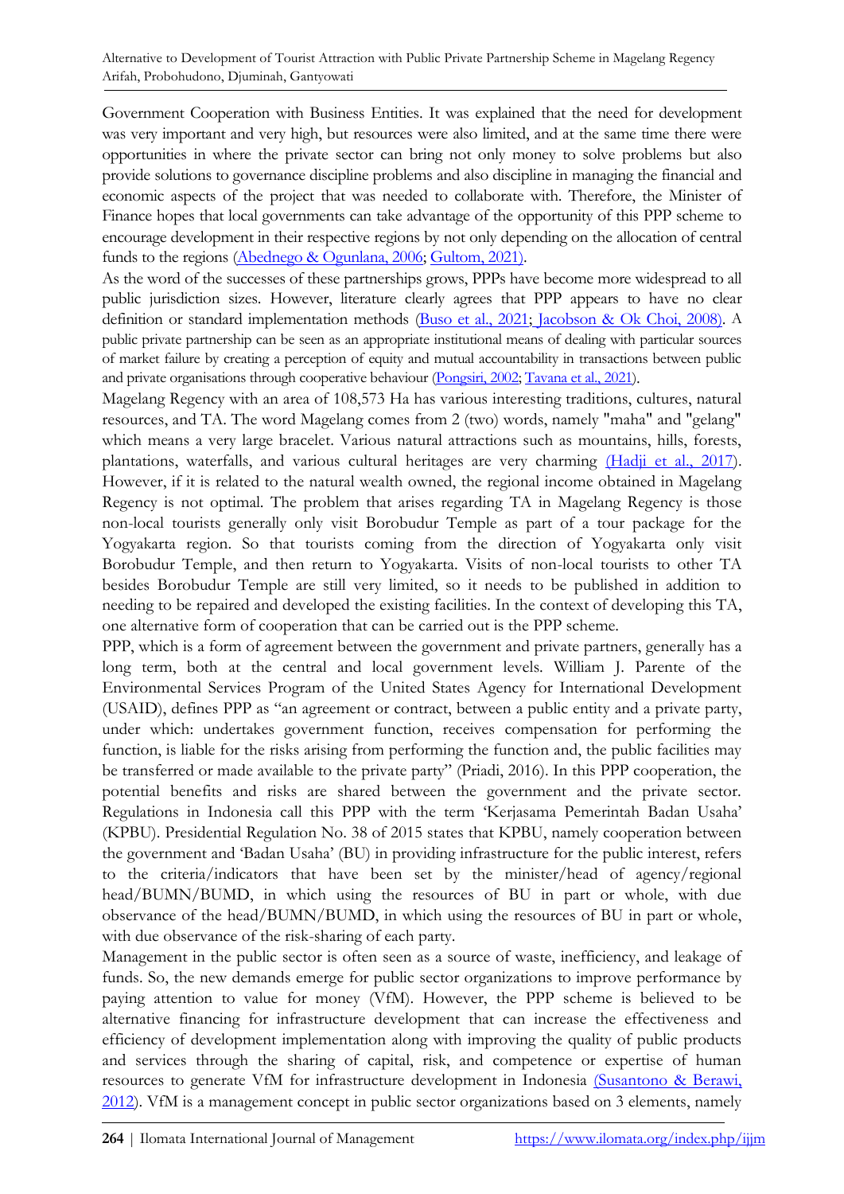Government Cooperation with Business Entities. It was explained that the need for development was very important and very high, but resources were also limited, and at the same time there were opportunities in where the private sector can bring not only money to solve problems but also provide solutions to governance discipline problems and also discipline in managing the financial and economic aspects of the project that was needed to collaborate with. Therefore, the Minister of Finance hopes that local governments can take advantage of the opportunity of this PPP scheme to encourage development in their respective regions by not only depending on the allocation of central funds to the regions (Abednego & Ogunlana, 2006; Gultom, 2021).

As the word of the successes of these partnerships grows, PPPs have become more widespread to all public jurisdiction sizes. However, literature clearly agrees that PPP appears to have no clear definition or standard implementation methods (Buso et al., 2021; Jacobson & Ok Choi, 2008). A public private partnership can be seen as an appropriate institutional means of dealing with particular sources of market failure by creating a perception of equity and mutual accountability in transactions between public and private organisations through cooperative behaviour (Pongsiri, 2002; Tavana et al., 2021).

Magelang Regency with an area of 108,573 Ha has various interesting traditions, cultures, natural resources, and TA. The word Magelang comes from 2 (two) words, namely "maha" and "gelang" which means a very large bracelet. Various natural attractions such as mountains, hills, forests, plantations, waterfalls, and various cultural heritages are very charming (Hadji et al., 2017). However, if it is related to the natural wealth owned, the regional income obtained in Magelang Regency is not optimal. The problem that arises regarding TA in Magelang Regency is those non-local tourists generally only visit Borobudur Temple as part of a tour package for the Yogyakarta region. So that tourists coming from the direction of Yogyakarta only visit Borobudur Temple, and then return to Yogyakarta. Visits of non-local tourists to other TA besides Borobudur Temple are still very limited, so it needs to be published in addition to needing to be repaired and developed the existing facilities. In the context of developing this TA, one alternative form of cooperation that can be carried out is the PPP scheme.

PPP, which is a form of agreement between the government and private partners, generally has a long term, both at the central and local government levels. William J. Parente of the Environmental Services Program of the United States Agency for International Development (USAID), defines PPP as "an agreement or contract, between a public entity and a private party, under which: undertakes government function, receives compensation for performing the function, is liable for the risks arising from performing the function and, the public facilities may be transferred or made available to the private party" (Priadi, 2016). In this PPP cooperation, the potential benefits and risks are shared between the government and the private sector. Regulations in Indonesia call this PPP with the term 'Kerjasama Pemerintah Badan Usaha' (KPBU). Presidential Regulation No. 38 of 2015 states that KPBU, namely cooperation between the government and 'Badan Usaha' (BU) in providing infrastructure for the public interest, refers to the criteria/indicators that have been set by the minister/head of agency/regional head/BUMN/BUMD, in which using the resources of BU in part or whole, with due observance of the head/BUMN/BUMD, in which using the resources of BU in part or whole, with due observance of the risk-sharing of each party.

Management in the public sector is often seen as a source of waste, inefficiency, and leakage of funds. So, the new demands emerge for public sector organizations to improve performance by paying attention to value for money (VfM). However, the PPP scheme is believed to be alternative financing for infrastructure development that can increase the effectiveness and efficiency of development implementation along with improving the quality of public products and services through the sharing of capital, risk, and competence or expertise of human resources to generate VfM for infrastructure development in Indonesia (Susantono & Berawi, 2012). VfM is a management concept in public sector organizations based on 3 elements, namely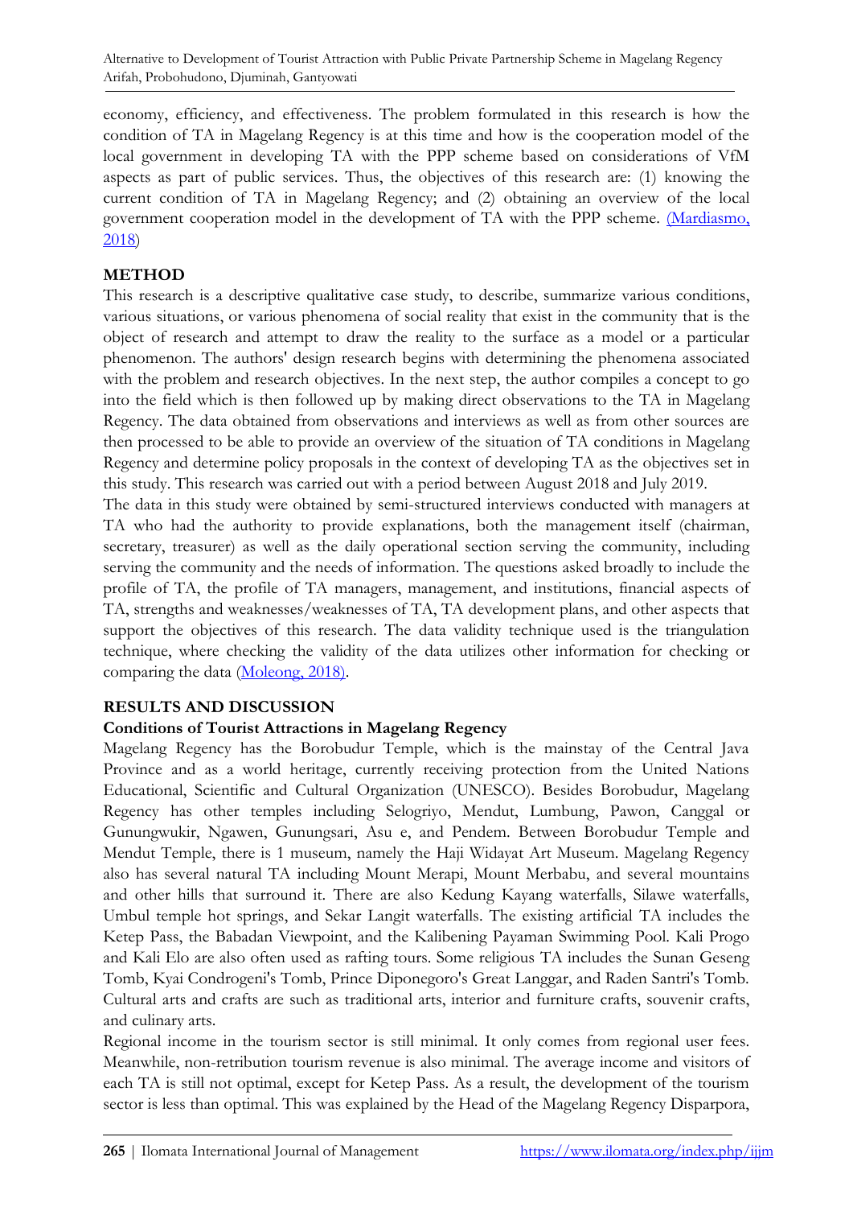economy, efficiency, and effectiveness. The problem formulated in this research is how the condition of TA in Magelang Regency is at this time and how is the cooperation model of the local government in developing TA with the PPP scheme based on considerations of VfM aspects as part of public services. Thus, the objectives of this research are: (1) knowing the current condition of TA in Magelang Regency; and (2) obtaining an overview of the local government cooperation model in the development of TA with the PPP scheme. (Mardiasmo, 2018)

## METHOD

This research is a descriptive qualitative case study, to describe, summarize various conditions, various situations, or various phenomena of social reality that exist in the community that is the object of research and attempt to draw the reality to the surface as a model or a particular phenomenon. The authors' design research begins with determining the phenomena associated with the problem and research objectives. In the next step, the author compiles a concept to go into the field which is then followed up by making direct observations to the TA in Magelang Regency. The data obtained from observations and interviews as well as from other sources are then processed to be able to provide an overview of the situation of TA conditions in Magelang Regency and determine policy proposals in the context of developing TA as the objectives set in this study. This research was carried out with a period between August 2018 and July 2019.

The data in this study were obtained by semi-structured interviews conducted with managers at TA who had the authority to provide explanations, both the management itself (chairman, secretary, treasurer) as well as the daily operational section serving the community, including serving the community and the needs of information. The questions asked broadly to include the profile of TA, the profile of TA managers, management, and institutions, financial aspects of TA, strengths and weaknesses/weaknesses of TA, TA development plans, and other aspects that support the objectives of this research. The data validity technique used is the triangulation technique, where checking the validity of the data utilizes other information for checking or comparing the data (Moleong, 2018).

## RESULTS AND DISCUSSION

### Conditions of Tourist Attractions in Magelang Regency

Magelang Regency has the Borobudur Temple, which is the mainstay of the Central Java Province and as a world heritage, currently receiving protection from the United Nations Educational, Scientific and Cultural Organization (UNESCO). Besides Borobudur, Magelang Regency has other temples including Selogriyo, Mendut, Lumbung, Pawon, Canggal or Gunungwukir, Ngawen, Gunungsari, Asu e, and Pendem. Between Borobudur Temple and Mendut Temple, there is 1 museum, namely the Haji Widayat Art Museum. Magelang Regency also has several natural TA including Mount Merapi, Mount Merbabu, and several mountains and other hills that surround it. There are also Kedung Kayang waterfalls, Silawe waterfalls, Umbul temple hot springs, and Sekar Langit waterfalls. The existing artificial TA includes the Ketep Pass, the Babadan Viewpoint, and the Kalibening Payaman Swimming Pool. Kali Progo and Kali Elo are also often used as rafting tours. Some religious TA includes the Sunan Geseng Tomb, Kyai Condrogeni's Tomb, Prince Diponegoro's Great Langgar, and Raden Santri's Tomb. Cultural arts and crafts are such as traditional arts, interior and furniture crafts, souvenir crafts, and culinary arts.

Regional income in the tourism sector is still minimal. It only comes from regional user fees. Meanwhile, non-retribution tourism revenue is also minimal. The average income and visitors of each TA is still not optimal, except for Ketep Pass. As a result, the development of the tourism sector is less than optimal. This was explained by the Head of the Magelang Regency Disparpora,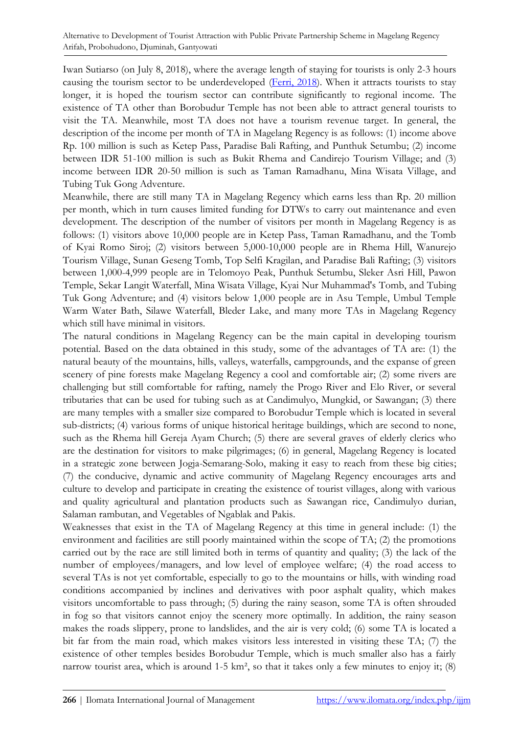Iwan Sutiarso (on July 8, 2018), where the average length of staying for tourists is only 2-3 hours causing the tourism sector to be underdeveloped (Ferri, 2018). When it attracts tourists to stay longer, it is hoped the tourism sector can contribute significantly to regional income. The existence of TA other than Borobudur Temple has not been able to attract general tourists to visit the TA. Meanwhile, most TA does not have a tourism revenue target. In general, the description of the income per month of TA in Magelang Regency is as follows: (1) income above Rp. 100 million is such as Ketep Pass, Paradise Bali Rafting, and Punthuk Setumbu; (2) income between IDR 51-100 million is such as Bukit Rhema and Candirejo Tourism Village; and (3) income between IDR 20-50 million is such as Taman Ramadhanu, Mina Wisata Village, and Tubing Tuk Gong Adventure.

Meanwhile, there are still many TA in Magelang Regency which earns less than Rp. 20 million per month, which in turn causes limited funding for DTWs to carry out maintenance and even development. The description of the number of visitors per month in Magelang Regency is as follows: (1) visitors above 10,000 people are in Ketep Pass, Taman Ramadhanu, and the Tomb of Kyai Romo Siroj; (2) visitors between 5,000-10,000 people are in Rhema Hill, Wanurejo Tourism Village, Sunan Geseng Tomb, Top Selfi Kragilan, and Paradise Bali Rafting; (3) visitors between 1,000-4,999 people are in Telomoyo Peak, Punthuk Setumbu, Sleker Asri Hill, Pawon Temple, Sekar Langit Waterfall, Mina Wisata Village, Kyai Nur Muhammad's Tomb, and Tubing Tuk Gong Adventure; and (4) visitors below 1,000 people are in Asu Temple, Umbul Temple Warm Water Bath, Silawe Waterfall, Bleder Lake, and many more TAs in Magelang Regency which still have minimal in visitors.

The natural conditions in Magelang Regency can be the main capital in developing tourism potential. Based on the data obtained in this study, some of the advantages of TA are: (1) the natural beauty of the mountains, hills, valleys, waterfalls, campgrounds, and the expanse of green scenery of pine forests make Magelang Regency a cool and comfortable air; (2) some rivers are challenging but still comfortable for rafting, namely the Progo River and Elo River, or several tributaries that can be used for tubing such as at Candimulyo, Mungkid, or Sawangan; (3) there are many temples with a smaller size compared to Borobudur Temple which is located in several sub-districts; (4) various forms of unique historical heritage buildings, which are second to none, such as the Rhema hill Gereja Ayam Church; (5) there are several graves of elderly clerics who are the destination for visitors to make pilgrimages; (6) in general, Magelang Regency is located in a strategic zone between Jogja-Semarang-Solo, making it easy to reach from these big cities; (7) the conducive, dynamic and active community of Magelang Regency encourages arts and culture to develop and participate in creating the existence of tourist villages, along with various and quality agricultural and plantation products such as Sawangan rice, Candimulyo durian, Salaman rambutan, and Vegetables of Ngablak and Pakis.

Weaknesses that exist in the TA of Magelang Regency at this time in general include: (1) the environment and facilities are still poorly maintained within the scope of TA; (2) the promotions carried out by the race are still limited both in terms of quantity and quality; (3) the lack of the number of employees/managers, and low level of employee welfare; (4) the road access to several TAs is not yet comfortable, especially to go to the mountains or hills, with winding road conditions accompanied by inclines and derivatives with poor asphalt quality, which makes visitors uncomfortable to pass through; (5) during the rainy season, some TA is often shrouded in fog so that visitors cannot enjoy the scenery more optimally. In addition, the rainy season makes the roads slippery, prone to landslides, and the air is very cold; (6) some TA is located a bit far from the main road, which makes visitors less interested in visiting these TA; (7) the existence of other temples besides Borobudur Temple, which is much smaller also has a fairly narrow tourist area, which is around 1-5 km², so that it takes only a few minutes to enjoy it; (8)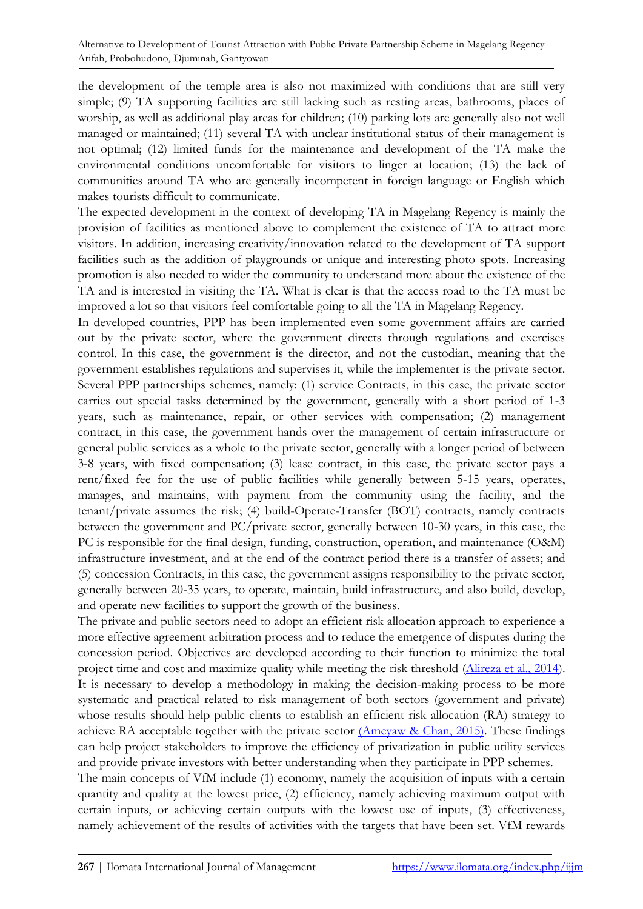the development of the temple area is also not maximized with conditions that are still very simple; (9) TA supporting facilities are still lacking such as resting areas, bathrooms, places of worship, as well as additional play areas for children; (10) parking lots are generally also not well managed or maintained; (11) several TA with unclear institutional status of their management is not optimal; (12) limited funds for the maintenance and development of the TA make the environmental conditions uncomfortable for visitors to linger at location; (13) the lack of communities around TA who are generally incompetent in foreign language or English which makes tourists difficult to communicate.

The expected development in the context of developing TA in Magelang Regency is mainly the provision of facilities as mentioned above to complement the existence of TA to attract more visitors. In addition, increasing creativity/innovation related to the development of TA support facilities such as the addition of playgrounds or unique and interesting photo spots. Increasing promotion is also needed to wider the community to understand more about the existence of the TA and is interested in visiting the TA. What is clear is that the access road to the TA must be improved a lot so that visitors feel comfortable going to all the TA in Magelang Regency.

In developed countries, PPP has been implemented even some government affairs are carried out by the private sector, where the government directs through regulations and exercises control. In this case, the government is the director, and not the custodian, meaning that the government establishes regulations and supervises it, while the implementer is the private sector. Several PPP partnerships schemes, namely: (1) service Contracts, in this case, the private sector carries out special tasks determined by the government, generally with a short period of 1-3 years, such as maintenance, repair, or other services with compensation; (2) management contract, in this case, the government hands over the management of certain infrastructure or general public services as a whole to the private sector, generally with a longer period of between 3-8 years, with fixed compensation; (3) lease contract, in this case, the private sector pays a rent/fixed fee for the use of public facilities while generally between 5-15 years, operates, manages, and maintains, with payment from the community using the facility, and the tenant/private assumes the risk; (4) build-Operate-Transfer (BOT) contracts, namely contracts between the government and PC/private sector, generally between 10-30 years, in this case, the PC is responsible for the final design, funding, construction, operation, and maintenance (O&M) infrastructure investment, and at the end of the contract period there is a transfer of assets; and (5) concession Contracts, in this case, the government assigns responsibility to the private sector, generally between 20-35 years, to operate, maintain, build infrastructure, and also build, develop, and operate new facilities to support the growth of the business.

The private and public sectors need to adopt an efficient risk allocation approach to experience a more effective agreement arbitration process and to reduce the emergence of disputes during the concession period. Objectives are developed according to their function to minimize the total project time and cost and maximize quality while meeting the risk threshold (Alireza et al., 2014). It is necessary to develop a methodology in making the decision-making process to be more systematic and practical related to risk management of both sectors (government and private) whose results should help public clients to establish an efficient risk allocation (RA) strategy to achieve RA acceptable together with the private sector (Ameyaw & Chan, 2015). These findings can help project stakeholders to improve the efficiency of privatization in public utility services and provide private investors with better understanding when they participate in PPP schemes.

The main concepts of VfM include (1) economy, namely the acquisition of inputs with a certain quantity and quality at the lowest price, (2) efficiency, namely achieving maximum output with certain inputs, or achieving certain outputs with the lowest use of inputs, (3) effectiveness, namely achievement of the results of activities with the targets that have been set. VfM rewards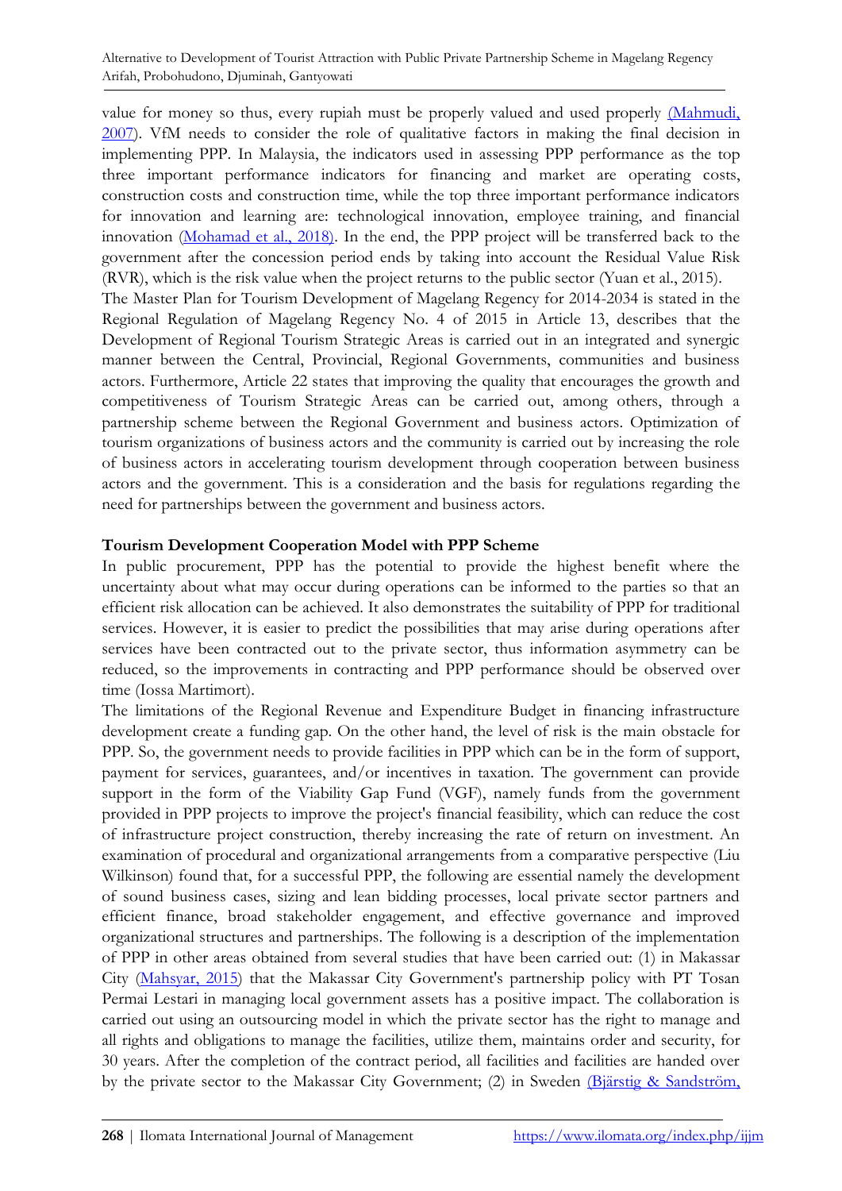value for money so thus, every rupiah must be properly valued and used properly (Mahmudi, 2007). VfM needs to consider the role of qualitative factors in making the final decision in implementing PPP. In Malaysia, the indicators used in assessing PPP performance as the top three important performance indicators for financing and market are operating costs, construction costs and construction time, while the top three important performance indicators for innovation and learning are: technological innovation, employee training, and financial innovation (Mohamad et al., 2018). In the end, the PPP project will be transferred back to the government after the concession period ends by taking into account the Residual Value Risk (RVR), which is the risk value when the project returns to the public sector (Yuan et al., 2015).

The Master Plan for Tourism Development of Magelang Regency for 2014-2034 is stated in the Regional Regulation of Magelang Regency No. 4 of 2015 in Article 13, describes that the Development of Regional Tourism Strategic Areas is carried out in an integrated and synergic manner between the Central, Provincial, Regional Governments, communities and business actors. Furthermore, Article 22 states that improving the quality that encourages the growth and competitiveness of Tourism Strategic Areas can be carried out, among others, through a partnership scheme between the Regional Government and business actors. Optimization of tourism organizations of business actors and the community is carried out by increasing the role of business actors in accelerating tourism development through cooperation between business actors and the government. This is a consideration and the basis for regulations regarding the need for partnerships between the government and business actors.

## Tourism Development Cooperation Model with PPP Scheme

In public procurement, PPP has the potential to provide the highest benefit where the uncertainty about what may occur during operations can be informed to the parties so that an efficient risk allocation can be achieved. It also demonstrates the suitability of PPP for traditional services. However, it is easier to predict the possibilities that may arise during operations after services have been contracted out to the private sector, thus information asymmetry can be reduced, so the improvements in contracting and PPP performance should be observed over time (Iossa Martimort).

The limitations of the Regional Revenue and Expenditure Budget in financing infrastructure development create a funding gap. On the other hand, the level of risk is the main obstacle for PPP. So, the government needs to provide facilities in PPP which can be in the form of support, payment for services, guarantees, and/or incentives in taxation. The government can provide support in the form of the Viability Gap Fund (VGF), namely funds from the government provided in PPP projects to improve the project's financial feasibility, which can reduce the cost of infrastructure project construction, thereby increasing the rate of return on investment. An examination of procedural and organizational arrangements from a comparative perspective (Liu Wilkinson) found that, for a successful PPP, the following are essential namely the development of sound business cases, sizing and lean bidding processes, local private sector partners and efficient finance, broad stakeholder engagement, and effective governance and improved organizational structures and partnerships. The following is a description of the implementation of PPP in other areas obtained from several studies that have been carried out: (1) in Makassar City (Mahsyar, 2015) that the Makassar City Government's partnership policy with PT Tosan Permai Lestari in managing local government assets has a positive impact. The collaboration is carried out using an outsourcing model in which the private sector has the right to manage and all rights and obligations to manage the facilities, utilize them, maintains order and security, for 30 years. After the completion of the contract period, all facilities and facilities are handed over by the private sector to the Makassar City Government; (2) in Sweden (Bjärstig & Sandström,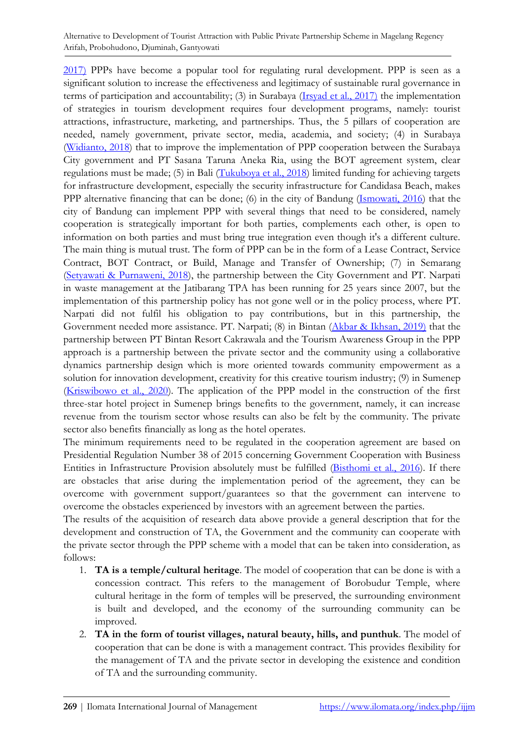2017) PPPs have become a popular tool for regulating rural development. PPP is seen as a significant solution to increase the effectiveness and legitimacy of sustainable rural governance in terms of participation and accountability; (3) in Surabaya (Irsyad et al., 2017) the implementation of strategies in tourism development requires four development programs, namely: tourist attractions, infrastructure, marketing, and partnerships. Thus, the 5 pillars of cooperation are needed, namely government, private sector, media, academia, and society; (4) in Surabaya (Widianto, 2018) that to improve the implementation of PPP cooperation between the Surabaya City government and PT Sasana Taruna Aneka Ria, using the BOT agreement system, clear regulations must be made; (5) in Bali (Tukuboya et al., 2018) limited funding for achieving targets for infrastructure development, especially the security infrastructure for Candidasa Beach, makes PPP alternative financing that can be done; (6) in the city of Bandung (Ismowati, 2016) that the city of Bandung can implement PPP with several things that need to be considered, namely cooperation is strategically important for both parties, complements each other, is open to information on both parties and must bring true integration even though it's a different culture. The main thing is mutual trust. The form of PPP can be in the form of a Lease Contract, Service Contract, BOT Contract, or Build, Manage and Transfer of Ownership; (7) in Semarang (Setyawati & Purnaweni, 2018), the partnership between the City Government and PT. Narpati in waste management at the Jatibarang TPA has been running for 25 years since 2007, but the implementation of this partnership policy has not gone well or in the policy process, where PT. Narpati did not fulfil his obligation to pay contributions, but in this partnership, the Government needed more assistance. PT. Narpati; (8) in Bintan (Akbar & Ikhsan, 2019) that the partnership between PT Bintan Resort Cakrawala and the Tourism Awareness Group in the PPP approach is a partnership between the private sector and the community using a collaborative dynamics partnership design which is more oriented towards community empowerment as a solution for innovation development, creativity for this creative tourism industry; (9) in Sumenep (Kriswibowo et al., 2020). The application of the PPP model in the construction of the first three-star hotel project in Sumenep brings benefits to the government, namely, it can increase revenue from the tourism sector whose results can also be felt by the community. The private sector also benefits financially as long as the hotel operates.

The minimum requirements need to be regulated in the cooperation agreement are based on Presidential Regulation Number 38 of 2015 concerning Government Cooperation with Business Entities in Infrastructure Provision absolutely must be fulfilled (Bisthomi et al., 2016). If there are obstacles that arise during the implementation period of the agreement, they can be overcome with government support/guarantees so that the government can intervene to overcome the obstacles experienced by investors with an agreement between the parties.

The results of the acquisition of research data above provide a general description that for the development and construction of TA, the Government and the community can cooperate with the private sector through the PPP scheme with a model that can be taken into consideration, as follows:

1. **TA is a temple/cultural heritage**. The model of cooperation that can be done is with a concession contract. This refers to the management of Borobudur Temple, where cultural heritage in the form of temples will be preserved, the surrounding environment is built and developed, and the economy of the surrounding community can be improved.
2. **TA in the form of tourist villages, natural beauty, hills, and punthuk**. The model of cooperation that can be done is with a management contract. This provides flexibility for the management of TA and the private sector in developing the existence and condition of TA and the surrounding community.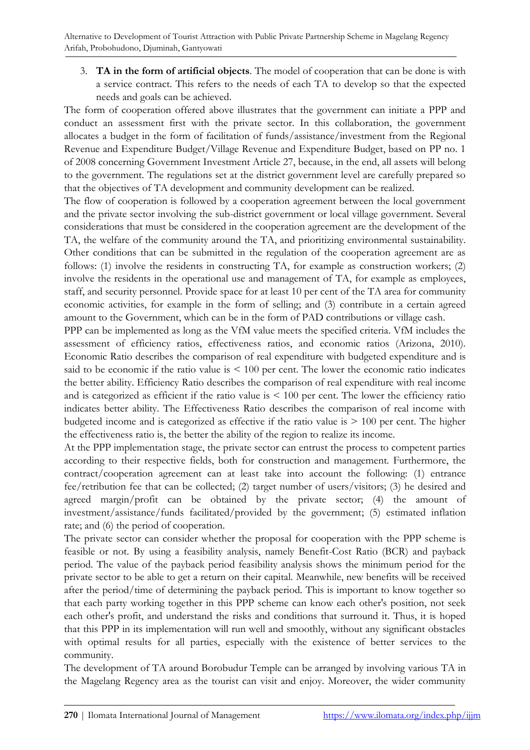3. **TA in the form of artificial objects**. The model of cooperation that can be done is with a service contract. This refers to the needs of each TA to develop so that the expected needs and goals can be achieved.

The form of cooperation offered above illustrates that the government can initiate a PPP and conduct an assessment first with the private sector. In this collaboration, the government allocates a budget in the form of facilitation of funds/assistance/investment from the Regional Revenue and Expenditure Budget/Village Revenue and Expenditure Budget, based on PP no. 1 of 2008 concerning Government Investment Article 27, because, in the end, all assets will belong to the government. The regulations set at the district government level are carefully prepared so that the objectives of TA development and community development can be realized.

The flow of cooperation is followed by a cooperation agreement between the local government and the private sector involving the sub-district government or local village government. Several considerations that must be considered in the cooperation agreement are the development of the TA, the welfare of the community around the TA, and prioritizing environmental sustainability. Other conditions that can be submitted in the regulation of the cooperation agreement are as follows: (1) involve the residents in constructing TA, for example as construction workers; (2) involve the residents in the operational use and management of TA, for example as employees, staff, and security personnel. Provide space for at least 10 per cent of the TA area for community economic activities, for example in the form of selling; and (3) contribute in a certain agreed amount to the Government, which can be in the form of PAD contributions or village cash.

PPP can be implemented as long as the VfM value meets the specified criteria. VfM includes the assessment of efficiency ratios, effectiveness ratios, and economic ratios (Arizona, 2010). Economic Ratio describes the comparison of real expenditure with budgeted expenditure and is said to be economic if the ratio value is < 100 per cent. The lower the economic ratio indicates the better ability. Efficiency Ratio describes the comparison of real expenditure with real income and is categorized as efficient if the ratio value is < 100 per cent. The lower the efficiency ratio indicates better ability. The Effectiveness Ratio describes the comparison of real income with budgeted income and is categorized as effective if the ratio value is > 100 per cent. The higher the effectiveness ratio is, the better the ability of the region to realize its income.

At the PPP implementation stage, the private sector can entrust the process to competent parties according to their respective fields, both for construction and management. Furthermore, the contract/cooperation agreement can at least take into account the following: (1) entrance fee/retribution fee that can be collected; (2) target number of users/visitors; (3) he desired and agreed margin/profit can be obtained by the private sector; (4) the amount of investment/assistance/funds facilitated/provided by the government; (5) estimated inflation rate; and (6) the period of cooperation.

The private sector can consider whether the proposal for cooperation with the PPP scheme is feasible or not. By using a feasibility analysis, namely Benefit-Cost Ratio (BCR) and payback period. The value of the payback period feasibility analysis shows the minimum period for the private sector to be able to get a return on their capital. Meanwhile, new benefits will be received after the period/time of determining the payback period. This is important to know together so that each party working together in this PPP scheme can know each other's position, not seek each other's profit, and understand the risks and conditions that surround it. Thus, it is hoped that this PPP in its implementation will run well and smoothly, without any significant obstacles with optimal results for all parties, especially with the existence of better services to the community.

The development of TA around Borobudur Temple can be arranged by involving various TA in the Magelang Regency area as the tourist can visit and enjoy. Moreover, the wider community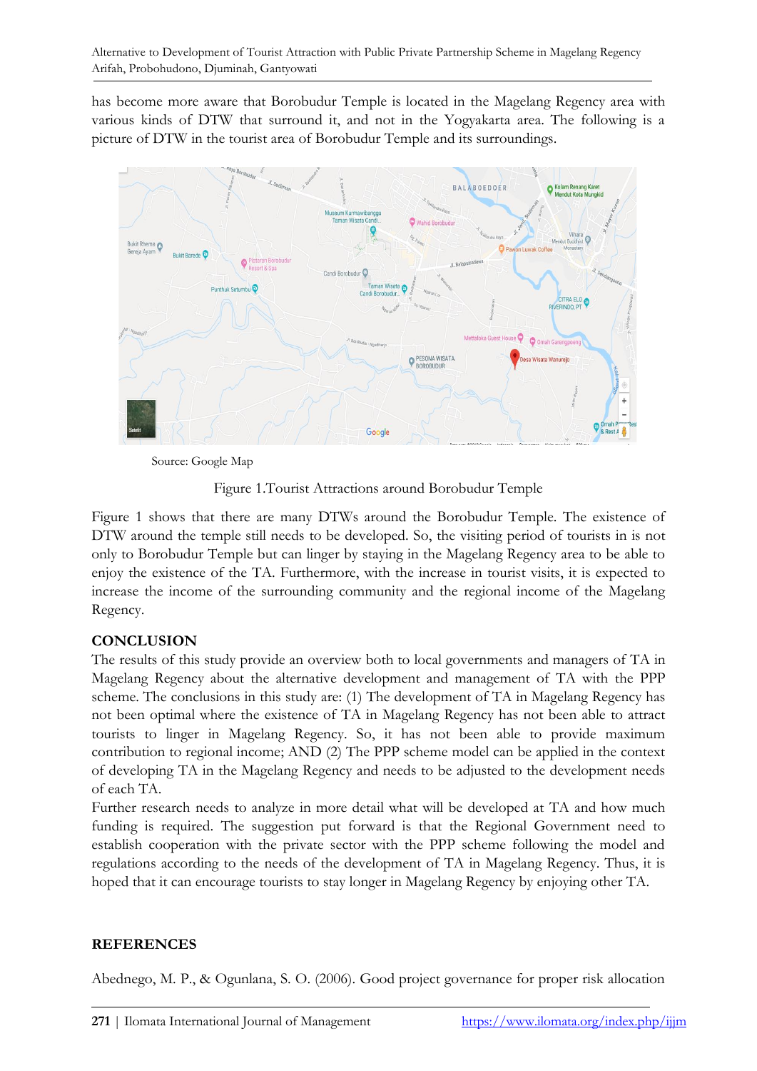has become more aware that Borobudur Temple is located in the Magelang Regency area with various kinds of DTW that surround it, and not in the Yogyakarta area. The following is a picture of DTW in the tourist area of Borobudur Temple and its surroundings.

Source: Google Map

Figure 1.Tourist Attractions around Borobudur Temple

Figure 1 shows that there are many DTWs around the Borobudur Temple. The existence of DTW around the temple still needs to be developed. So, the visiting period of tourists in is not only to Borobudur Temple but can linger by staying in the Magelang Regency area to be able to enjoy the existence of the TA. Furthermore, with the increase in tourist visits, it is expected to increase the income of the surrounding community and the regional income of the Magelang Regency.

## CONCLUSION

The results of this study provide an overview both to local governments and managers of TA in Magelang Regency about the alternative development and management of TA with the PPP scheme. The conclusions in this study are: (1) The development of TA in Magelang Regency has not been optimal where the existence of TA in Magelang Regency has not been able to attract tourists to linger in Magelang Regency. So, it has not been able to provide maximum contribution to regional income; AND (2) The PPP scheme model can be applied in the context of developing TA in the Magelang Regency and needs to be adjusted to the development needs of each TA.

Further research needs to analyze in more detail what will be developed at TA and how much funding is required. The suggestion put forward is that the Regional Government need to establish cooperation with the private sector with the PPP scheme following the model and regulations according to the needs of the development of TA in Magelang Regency. Thus, it is hoped that it can encourage tourists to stay longer in Magelang Regency by enjoying other TA.

## REFERENCES

Abednego, M. P., & Ogunlana, S. O. (2006). Good project governance for proper risk allocation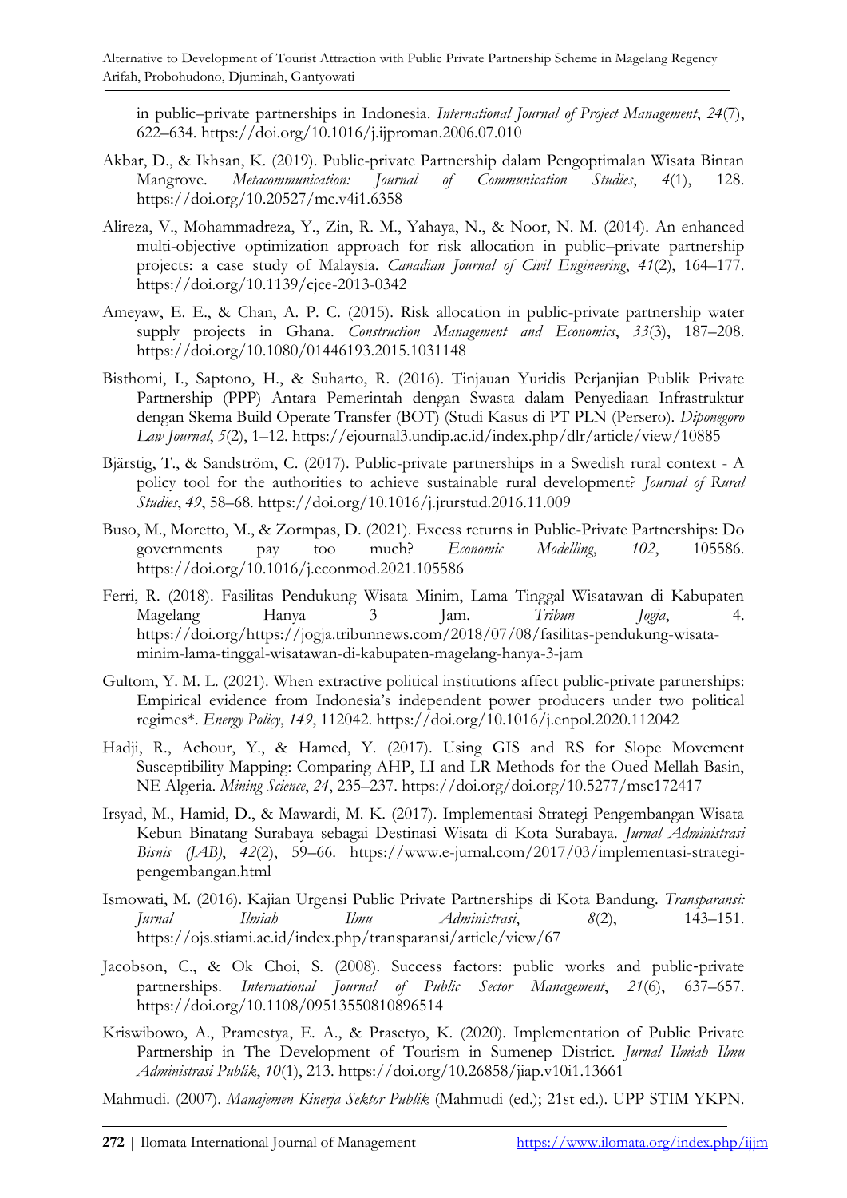in public–private partnerships in Indonesia. *International Journal of Project Management*, *24*(7), 622–634. https://doi.org/10.1016/j.ijproman.2006.07.010

Akbar, D., & Ikhsan, K. (2019). Public-private Partnership dalam Pengoptimalan Wisata Bintan Mangrove. *Metacommunication: Journal of Communication Studies*, *4*(1), 128. https://doi.org/10.20527/mc.v4i1.6358

Alireza, V., Mohammadreza, Y., Zin, R. M., Yahaya, N., & Noor, N. M. (2014). An enhanced multi-objective optimization approach for risk allocation in public–private partnership projects: a case study of Malaysia. *Canadian Journal of Civil Engineering*, *41*(2), 164–177. https://doi.org/10.1139/cjce-2013-0342

Ameyaw, E. E., & Chan, A. P. C. (2015). Risk allocation in public-private partnership water supply projects in Ghana. *Construction Management and Economics*, *33*(3), 187–208. https://doi.org/10.1080/01446193.2015.1031148

Bisthomi, I., Saptono, H., & Suharto, R. (2016). Tinjauan Yuridis Perjanjian Publik Private Partnership (PPP) Antara Pemerintah dengan Swasta dalam Penyediaan Infrastruktur dengan Skema Build Operate Transfer (BOT) (Studi Kasus di PT PLN (Persero). *Diponegoro Law Journal*, *5*(2), 1–12. https://ejournal3.undip.ac.id/index.php/dlr/article/view/10885

Bjärstig, T., & Sandström, C. (2017). Public-private partnerships in a Swedish rural context - A policy tool for the authorities to achieve sustainable rural development? *Journal of Rural Studies*, *49*, 58–68. https://doi.org/10.1016/j.jrurstud.2016.11.009

Buso, M., Moretto, M., & Zormpas, D. (2021). Excess returns in Public-Private Partnerships: Do governments pay too much? *Economic Modelling*, *102*, 105586. https://doi.org/10.1016/j.econmod.2021.105586

Ferri, R. (2018). Fasilitas Pendukung Wisata Minim, Lama Tinggal Wisatawan di Kabupaten Magelang Hanya 3 Jam. *Tribun Jogja*, 4. https://doi.org/https://jogja.tribunnews.com/2018/07/08/fasilitas-pendukung-wisata-minim-lama-tinggal-wisatawan-di-kabupaten-magelang-hanya-3-jam

Gultom, Y. M. L. (2021). When extractive political institutions affect public-private partnerships: Empirical evidence from Indonesia's independent power producers under two political regimes*. *Energy Policy*, *149*, 112042. https://doi.org/10.1016/j.enpol.2020.112042

Hadji, R., Achour, Y., & Hamed, Y. (2017). Using GIS and RS for Slope Movement Susceptibility Mapping: Comparing AHP, LI and LR Methods for the Oued Mellah Basin, NE Algeria. *Mining Science*, *24*, 235–237. https://doi.org/doi.org/10.5277/msc172417

Irsyad, M., Hamid, D., & Mawardi, M. K. (2017). Implementasi Strategi Pengembangan Wisata Kebun Binatang Surabaya sebagai Destinasi Wisata di Kota Surabaya. *Jurnal Administrasi Bisnis (JAB)*, *42*(2), 59–66. https://www.e-jurnal.com/2017/03/implementasi-strategi-pengembangan.html

Ismowati, M. (2016). Kajian Urgensi Public Private Partnerships di Kota Bandung. *Transparansi: Jurnal Ilmiah Ilmu Administrasi*, *8*(2), 143–151. https://ojs.stiami.ac.id/index.php/transparansi/article/view/67

Jacobson, C., & Ok Choi, S. (2008). Success factors: public works and public‐private partnerships. *International Journal of Public Sector Management*, *21*(6), 637–657. https://doi.org/10.1108/09513550810896514

Kriswibowo, A., Pramestya, E. A., & Prasetyo, K. (2020). Implementation of Public Private Partnership in The Development of Tourism in Sumenep District. *Jurnal Ilmiah Ilmu Administrasi Publik*, *10*(1), 213. https://doi.org/10.26858/jiap.v10i1.13661

Mahmudi. (2007). *Manajemen Kinerja Sektor Publik* (Mahmudi (ed.); 21st ed.). UPP STIM YKPN.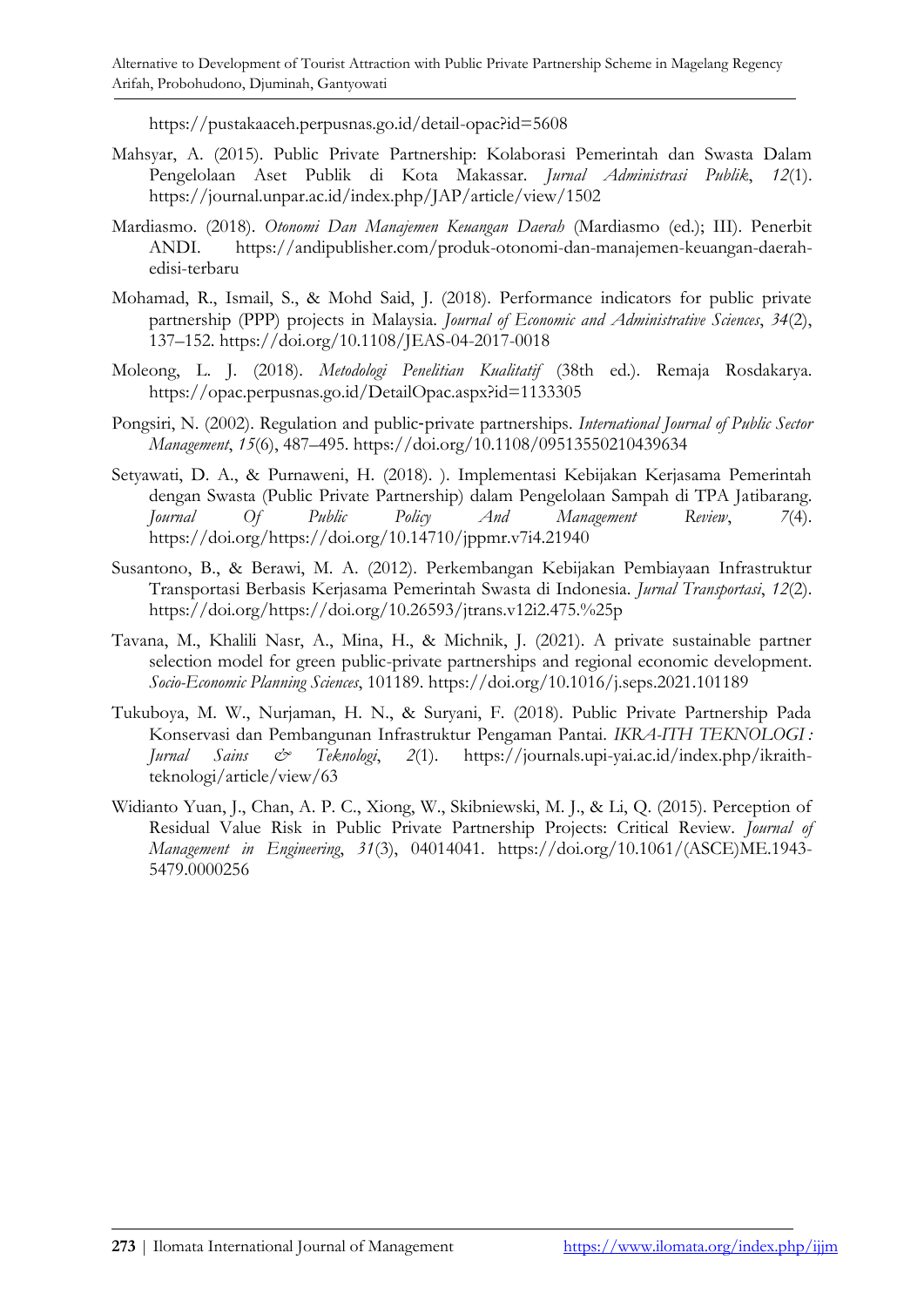https://pustakaaceh.perpusnas.go.id/detail-opac?id=5608

Mahsyar, A. (2015). Public Private Partnership: Kolaborasi Pemerintah dan Swasta Dalam Pengelolaan Aset Publik di Kota Makassar. *Jurnal Administrasi Publik*, *12*(1). https://journal.unpar.ac.id/index.php/JAP/article/view/1502

Mardiasmo. (2018). *Otonomi Dan Manajemen Keuangan Daerah* (Mardiasmo (ed.); III). Penerbit ANDI. https://andipublisher.com/produk-otonomi-dan-manajemen-keuangan-daerah-edisi-terbaru

Mohamad, R., Ismail, S., & Mohd Said, J. (2018). Performance indicators for public private partnership (PPP) projects in Malaysia. *Journal of Economic and Administrative Sciences*, *34*(2), 137–152. https://doi.org/10.1108/JEAS-04-2017-0018

Moleong, L. J. (2018). *Metodologi Penelitian Kualitatif* (38th ed.). Remaja Rosdakarya. https://opac.perpusnas.go.id/DetailOpac.aspx?id=1133305

Pongsiri, N. (2002). Regulation and public‐private partnerships. *International Journal of Public Sector Management*, *15*(6), 487–495. https://doi.org/10.1108/09513550210439634

Setyawati, D. A., & Purnaweni, H. (2018). ). Implementasi Kebijakan Kerjasama Pemerintah dengan Swasta (Public Private Partnership) dalam Pengelolaan Sampah di TPA Jatibarang. *Journal Of Public Policy And Management Review*, *7*(4). https://doi.org/https://doi.org/10.14710/jppmr.v7i4.21940

Susantono, B., & Berawi, M. A. (2012). Perkembangan Kebijakan Pembiayaan Infrastruktur Transportasi Berbasis Kerjasama Pemerintah Swasta di Indonesia. *Jurnal Transportasi*, *12*(2). https://doi.org/https://doi.org/10.26593/jtrans.v12i2.475.%25p

Tavana, M., Khalili Nasr, A., Mina, H., & Michnik, J. (2021). A private sustainable partner selection model for green public-private partnerships and regional economic development. *Socio-Economic Planning Sciences*, 101189. https://doi.org/10.1016/j.seps.2021.101189

Tukuboya, M. W., Nurjaman, H. N., & Suryani, F. (2018). Public Private Partnership Pada Konservasi dan Pembangunan Infrastruktur Pengaman Pantai. *IKRA-ITH TEKNOLOGI : Jurnal Sains & Teknologi*, *2*(1). https://journals.upi-yai.ac.id/index.php/ikraith-teknologi/article/view/63

Widianto Yuan, J., Chan, A. P. C., Xiong, W., Skibniewski, M. J., & Li, Q. (2015). Perception of Residual Value Risk in Public Private Partnership Projects: Critical Review. *Journal of Management in Engineering*, *31*(3), 04014041. https://doi.org/10.1061/(ASCE)ME.1943-5479.0000256